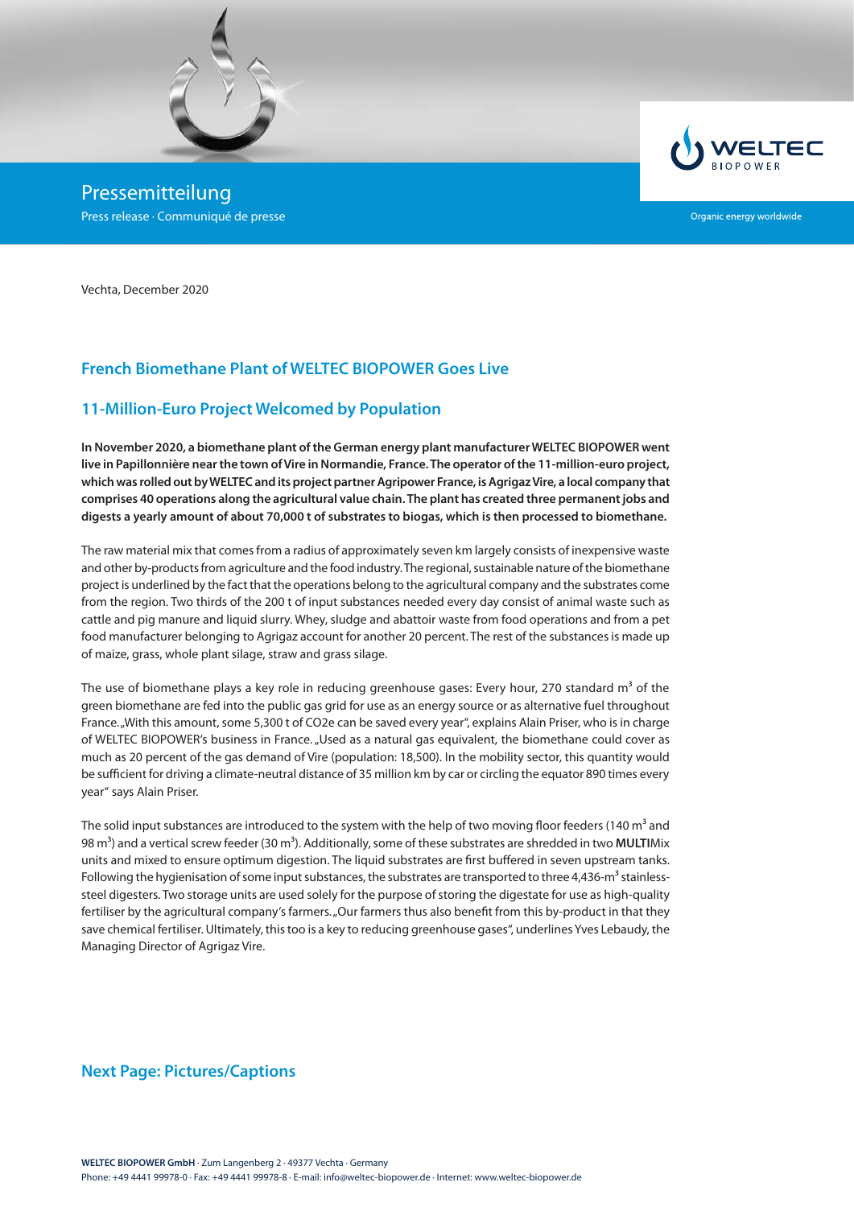Pressemitteilung

Press release · Communiqué de presse

Organic energy worldwide

Vechta, December 2020

## French Biomethane Plant of WELTEC BIOPOWER Goes Live

## 11-Million-Euro Project Welcomed by Population

**In November 2020, a biomethane plant of the German energy plant manufacturer WELTEC BIOPOWER went live in Papillonnière near the town of Vire in Normandie, France. The operator of the 11-million-euro project, which was rolled out by WELTEC and its project partner Agripower France, is Agrigaz Vire, a local company that comprises 40 operations along the agricultural value chain. The plant has created three permanent jobs and digests a yearly amount of about 70,000 t of substrates to biogas, which is then processed to biomethane.**

The raw material mix that comes from a radius of approximately seven km largely consists of inexpensive waste and other by-products from agriculture and the food industry. The regional, sustainable nature of the biomethane project is underlined by the fact that the operations belong to the agricultural company and the substrates come from the region. Two thirds of the 200 t of input substances needed every day consist of animal waste such as cattle and pig manure and liquid slurry. Whey, sludge and abattoir waste from food operations and from a pet food manufacturer belonging to Agrigaz account for another 20 percent. The rest of the substances is made up of maize, grass, whole plant silage, straw and grass silage.

The use of biomethane plays a key role in reducing greenhouse gases: Every hour, 270 standard $m^3$ of the green biomethane are fed into the public gas grid for use as an energy source or as alternative fuel throughout France. „With this amount, some 5,300 t of CO2e can be saved every year", explains Alain Priser, who is in charge of WELTEC BIOPOWER's business in France. „Used as a natural gas equivalent, the biomethane could cover as much as 20 percent of the gas demand of Vire (population: 18,500). In the mobility sector, this quantity would be sufficient for driving a climate-neutral distance of 35 million km by car or circling the equator 890 times every year" says Alain Priser.

The solid input substances are introduced to the system with the help of two moving floor feeders (140 $m^3$ and 98 $m^3$) and a vertical screw feeder (30 $m^3$). Additionally, some of these substrates are shredded in two **MULTI**Mix units and mixed to ensure optimum digestion. The liquid substrates are first buffered in seven upstream tanks. Following the hygienisation of some input substances, the substrates are transported to three 4,436-$m^3$ stainless-steel digesters. Two storage units are used solely for the purpose of storing the digestate for use as high-quality fertiliser by the agricultural company's farmers. „Our farmers thus also benefit from this by-product in that they save chemical fertiliser. Ultimately, this too is a key to reducing greenhouse gases", underlines Yves Lebaudy, the Managing Director of Agrigaz Vire.

## Next Page: Pictures/Captions

**WELTEC BIOPOWER GmbH** · Zum Langenberg 2 · 49377 Vechta · Germany
Phone: +49 4441 99978-0 · Fax: +49 4441 99978-8 · E-mail: info@weltec-biopower.de · Internet: www.weltec-biopower.de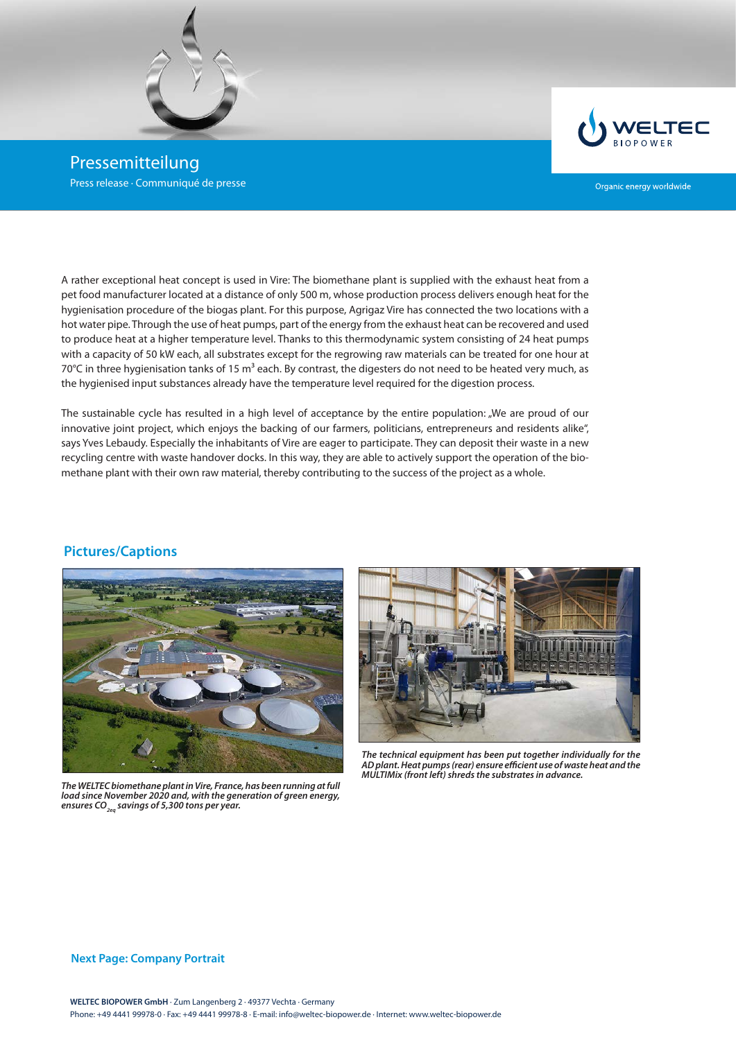A rather exceptional heat concept is used in Vire: The biomethane plant is supplied with the exhaust heat from a pet food manufacturer located at a distance of only 500 m, whose production process delivers enough heat for the hygienisation procedure of the biogas plant. For this purpose, Agrigaz Vire has connected the two locations with a hot water pipe. Through the use of heat pumps, part of the energy from the exhaust heat can be recovered and used to produce heat at a higher temperature level. Thanks to this thermodynamic system consisting of 24 heat pumps with a capacity of 50 kW each, all substrates except for the regrowing raw materials can be treated for one hour at 70°C in three hygienisation tanks of 15 m³ each. By contrast, the digesters do not need to be heated very much, as the hygienised input substances already have the temperature level required for the digestion process.

The sustainable cycle has resulted in a high level of acceptance by the entire population: „We are proud of our innovative joint project, which enjoys the backing of our farmers, politicians, entrepreneurs and residents alike", says Yves Lebaudy. Especially the inhabitants of Vire are eager to participate. They can deposit their waste in a new recycling centre with waste handover docks. In this way, they are able to actively support the operation of the biomethane plant with their own raw material, thereby contributing to the success of the project as a whole.

## Pictures/Captions

***The WELTEC biomethane plant in Vire, France, has been running at full load since November 2020 and, with the generation of green energy, ensures $CO_{2eq}$ savings of 5,300 tons per year.***

***The technical equipment has been put together individually for the AD plant. Heat pumps (rear) ensure efficient use of waste heat and the MULTIMix (front left) shreds the substrates in advance.***

**Next Page: Company Portrait**

**WELTEC BIOPOWER GmbH** · Zum Langenberg 2 · 49377 Vechta · Germany
Phone: +49 4441 99978-0 · Fax: +49 4441 99978-8 · E-mail: info@weltec-biopower.de · Internet: www.weltec-biopower.de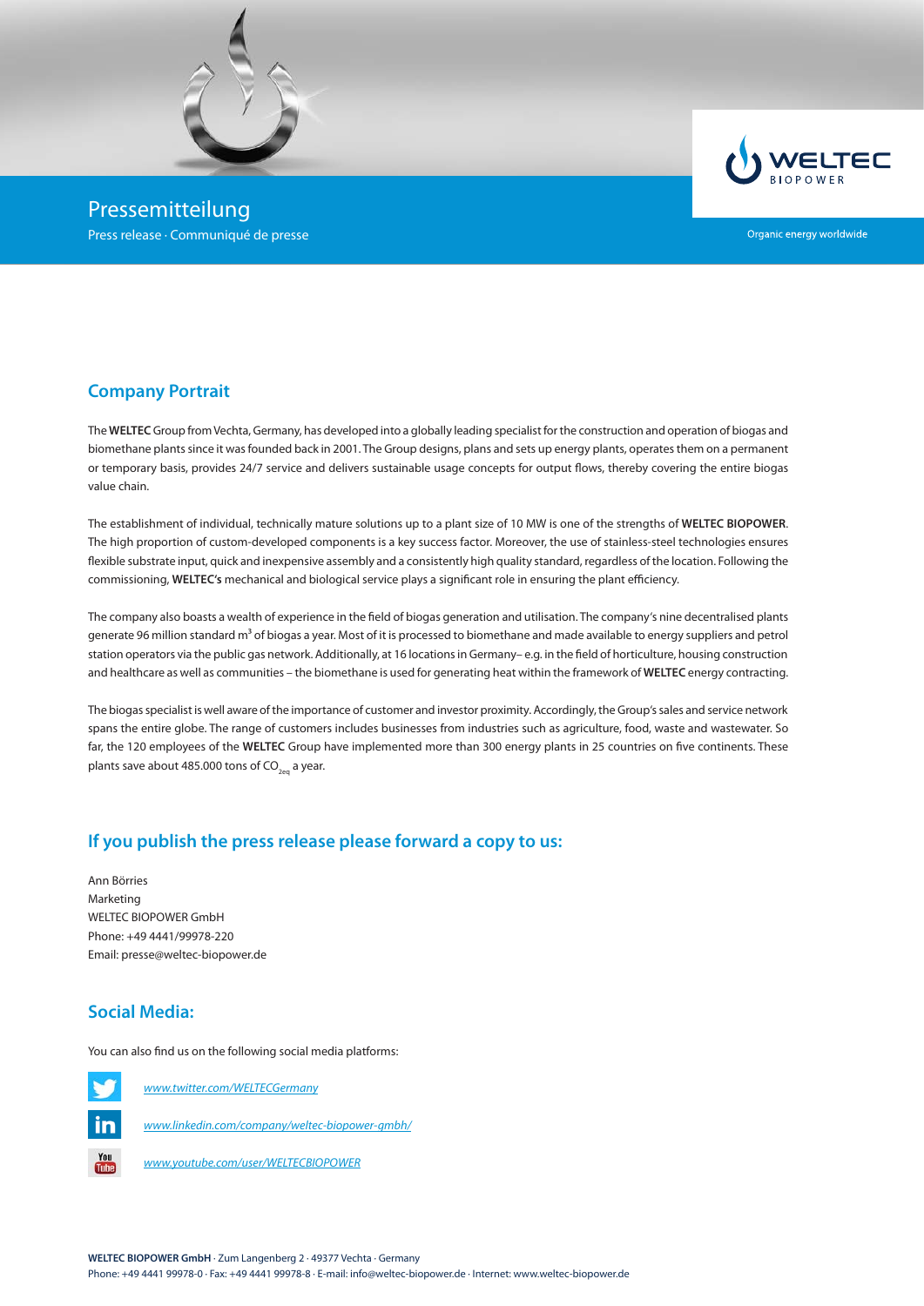Pressemitteilung

Press release · Communiqué de presse

Organic energy worldwide

## Company Portrait

The **WELTEC** Group from Vechta, Germany, has developed into a globally leading specialist for the construction and operation of biogas and biomethane plants since it was founded back in 2001. The Group designs, plans and sets up energy plants, operates them on a permanent or temporary basis, provides 24/7 service and delivers sustainable usage concepts for output flows, thereby covering the entire biogas value chain.

The establishment of individual, technically mature solutions up to a plant size of 10 MW is one of the strengths of **WELTEC BIOPOWER**. The high proportion of custom-developed components is a key success factor. Moreover, the use of stainless-steel technologies ensures flexible substrate input, quick and inexpensive assembly and a consistently high quality standard, regardless of the location. Following the commissioning, **WELTEC's** mechanical and biological service plays a significant role in ensuring the plant efficiency.

The company also boasts a wealth of experience in the field of biogas generation and utilisation. The company's nine decentralised plants generate 96 million standard $m^3$ of biogas a year. Most of it is processed to biomethane and made available to energy suppliers and petrol station operators via the public gas network. Additionally, at 16 locations in Germany– e.g. in the field of horticulture, housing construction and healthcare as well as communities – the biomethane is used for generating heat within the framework of **WELTEC** energy contracting.

The biogas specialist is well aware of the importance of customer and investor proximity. Accordingly, the Group's sales and service network spans the entire globe. The range of customers includes businesses from industries such as agriculture, food, waste and wastewater. So far, the 120 employees of the **WELTEC** Group have implemented more than 300 energy plants in 25 countries on five continents. These plants save about 485.000 tons of $CO_{2eq}$ a year.

## If you publish the press release please forward a copy to us:

Ann Börries
Marketing
WELTEC BIOPOWER GmbH
Phone: +49 4441/99978-220
Email: presse@weltec-biopower.de

## Social Media:

You can also find us on the following social media platforms:

*www.twitter.com/WELTECGermany*

*www.linkedin.com/company/weltec-biopower-gmbh/*

*www.youtube.com/user/WELTECBIOPOWER*

**WELTEC BIOPOWER GmbH** · Zum Langenberg 2 · 49377 Vechta · Germany
Phone: +49 4441 99978-0 · Fax: +49 4441 99978-8 · E-mail: info@weltec-biopower.de · Internet: www.weltec-biopower.de